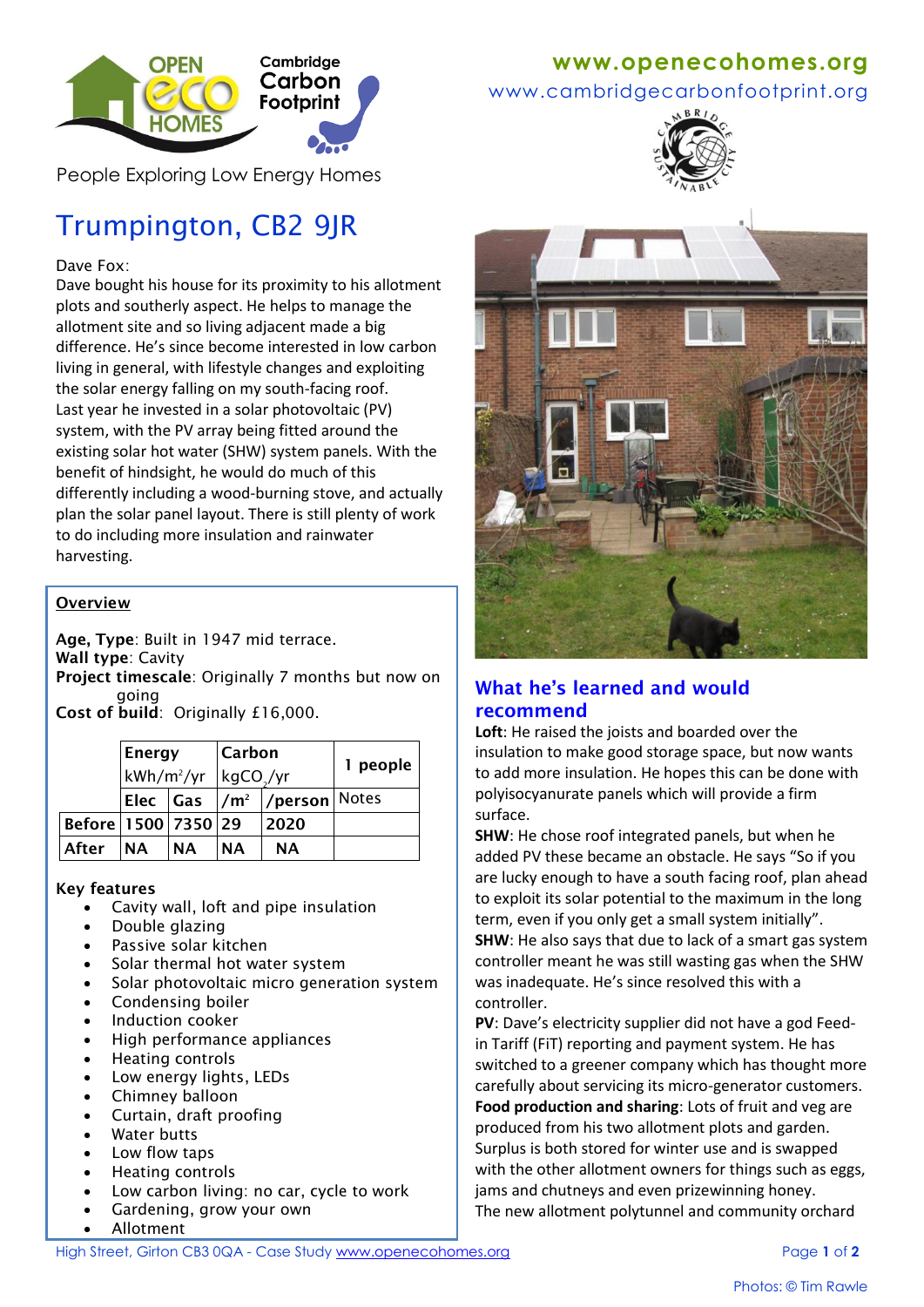www.openecohomes.org

www.cambridgecarbonfootprint.org

People Exploring Low Energy Homes

# Trumpington, CB2 9JR

Dave Fox:

Dave bought his house for its proximity to his allotment plots and southerly aspect. He helps to manage the allotment site and so living adjacent made a big difference. He's since become interested in low carbon living in general, with lifestyle changes and exploiting the solar energy falling on my south-facing roof. Last year he invested in a solar photovoltaic (PV) system, with the PV array being fitted around the existing solar hot water (SHW) system panels. With the benefit of hindsight, he would do much of this differently including a wood-burning stove, and actually plan the solar panel layout. There is still plenty of work to do including more insulation and rainwater harvesting.

## Overview

**Age, Type**: Built in 1947 mid terrace.
**Wall type**: Cavity
**Project timescale**: Originally 7 months but now on going
**Cost of build**: Originally £16,000.

| | Energy kWh/m²/yr | | Carbon $kgCO_2$/yr | | 1 people |
|---|---|---|---|---|---|
| | Elec | Gas | /m² | /person | Notes |
| **Before** | 1500 | 7350 | 29 | 2020 | |
| **After** | NA | NA | NA | NA | |

**Key features**

- Cavity wall, loft and pipe insulation
- Double glazing
- Passive solar kitchen
- Solar thermal hot water system
- Solar photovoltaic micro generation system
- Condensing boiler
- Induction cooker
- High performance appliances
- Heating controls
- Low energy lights, LEDs
- Chimney balloon
- Curtain, draft proofing
- Water butts
- Low flow taps
- Heating controls
- Low carbon living: no car, cycle to work
- Gardening, grow your own
- Allotment

## What he's learned and would recommend

**Loft**: He raised the joists and boarded over the insulation to make good storage space, but now wants to add more insulation. He hopes this can be done with polyisocyanurate panels which will provide a firm surface.

**SHW**: He chose roof integrated panels, but when he added PV these became an obstacle. He says "So if you are lucky enough to have a south facing roof, plan ahead to exploit its solar potential to the maximum in the long term, even if you only get a small system initially".

**SHW**: He also says that due to lack of a smart gas system controller meant he was still wasting gas when the SHW was inadequate. He's since resolved this with a controller.

**PV**: Dave's electricity supplier did not have a god Feed-in Tariff (FiT) reporting and payment system. He has switched to a greener company which has thought more carefully about servicing its micro-generator customers.

**Food production and sharing**: Lots of fruit and veg are produced from his two allotment plots and garden. Surplus is both stored for winter use and is swapped with the other allotment owners for things such as eggs, jams and chutneys and even prizewinning honey. The new allotment polytunnel and community orchard

Photos: © Tim Rawle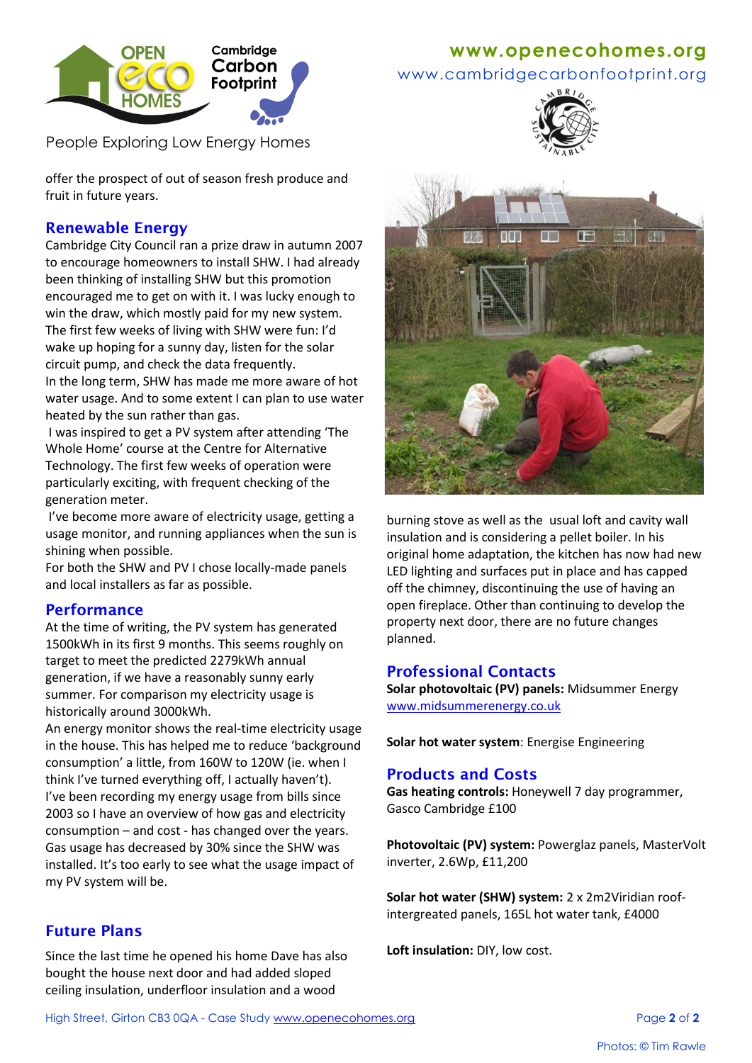offer the prospect of out of season fresh produce and fruit in future years.

## Renewable Energy

Cambridge City Council ran a prize draw in autumn 2007 to encourage homeowners to install SHW. I had already been thinking of installing SHW but this promotion encouraged me to get on with it. I was lucky enough to win the draw, which mostly paid for my new system. The first few weeks of living with SHW were fun: I'd wake up hoping for a sunny day, listen for the solar circuit pump, and check the data frequently.

In the long term, SHW has made me more aware of hot water usage. And to some extent I can plan to use water heated by the sun rather than gas.

I was inspired to get a PV system after attending 'The Whole Home' course at the Centre for Alternative Technology. The first few weeks of operation were particularly exciting, with frequent checking of the generation meter.

I've become more aware of electricity usage, getting a usage monitor, and running appliances when the sun is shining when possible.

For both the SHW and PV I chose locally-made panels and local installers as far as possible.

## Performance

At the time of writing, the PV system has generated 1500kWh in its first 9 months. This seems roughly on target to meet the predicted 2279kWh annual generation, if we have a reasonably sunny early summer. For comparison my electricity usage is historically around 3000kWh.

An energy monitor shows the real-time electricity usage in the house. This has helped me to reduce 'background consumption' a little, from 160W to 120W (ie. when I think I've turned everything off, I actually haven't).

I've been recording my energy usage from bills since 2003 so I have an overview of how gas and electricity consumption – and cost - has changed over the years. Gas usage has decreased by 30% since the SHW was installed. It's too early to see what the usage impact of my PV system will be.

## Future Plans

Since the last time he opened his home Dave has also bought the house next door and had added sloped ceiling insulation, underfloor insulation and a wood burning stove as well as the usual loft and cavity wall insulation and is considering a pellet boiler. In his original home adaptation, the kitchen has now had new LED lighting and surfaces put in place and has capped off the chimney, discontinuing the use of having an open fireplace. Other than continuing to develop the property next door, there are no future changes planned.

## Professional Contacts

**Solar photovoltaic (PV) panels:** Midsummer Energy www.midsummerenergy.co.uk

**Solar hot water system**: Energise Engineering

## Products and Costs

**Gas heating controls:** Honeywell 7 day programmer, Gasco Cambridge £100

**Photovoltaic (PV) system:** Powerglaz panels, MasterVolt inverter, 2.6Wp, £11,200

**Solar hot water (SHW) system:** 2 x 2m2Viridian roof-intergreated panels, 165L hot water tank, £4000

**Loft insulation:** DIY, low cost.

High Street, Girton CB3 0QA - Case Study www.openecohomes.org

Photos: © Tim Rawle